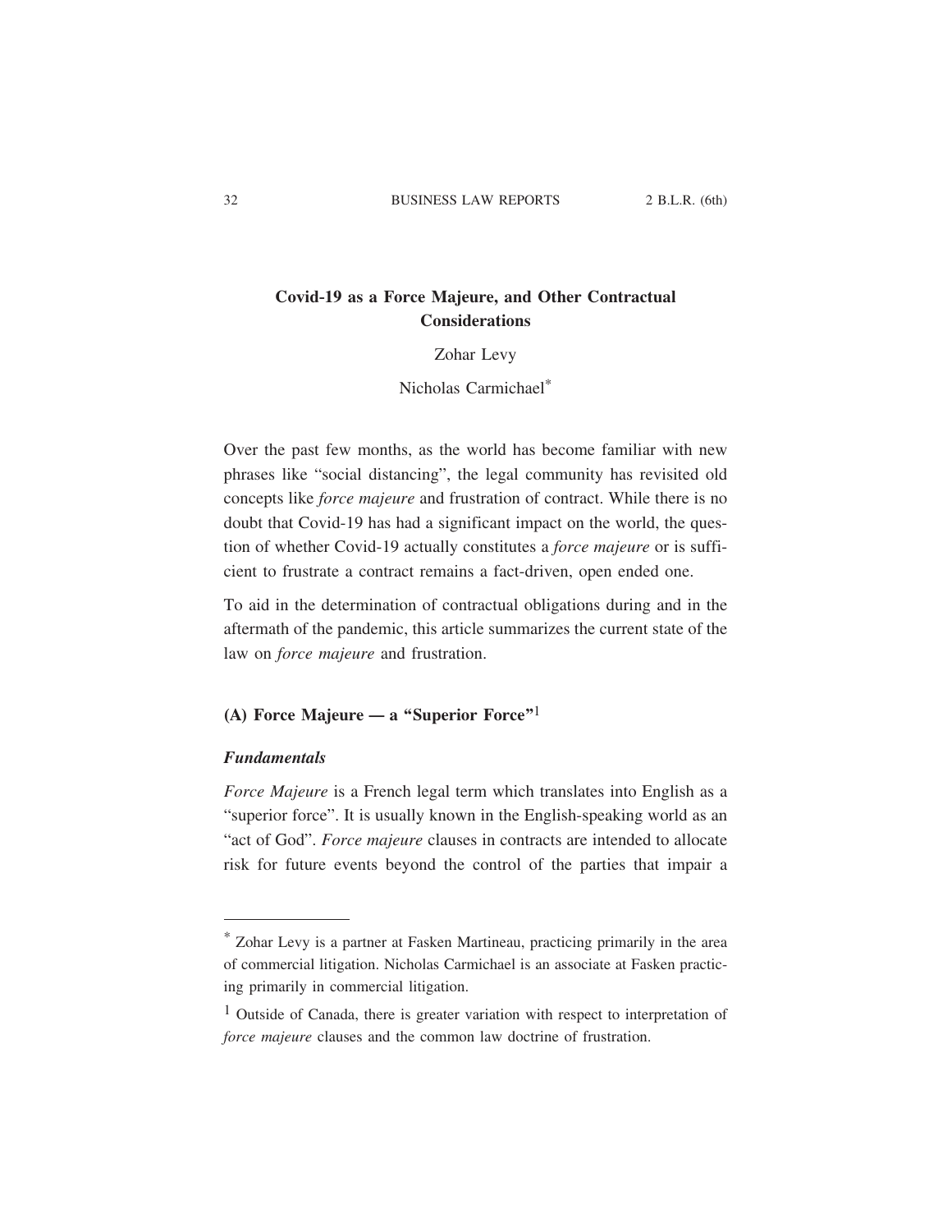# Covid-19 as a Force Majeure, and Other Contractual Considerations

Zohar Levy

Nicholas Carmichael[*]

Over the past few months, as the world has become familiar with new phrases like "social distancing", the legal community has revisited old concepts like *force majeure* and frustration of contract. While there is no doubt that Covid-19 has had a significant impact on the world, the question of whether Covid-19 actually constitutes a *force majeure* or is sufficient to frustrate a contract remains a fact-driven, open ended one.

To aid in the determination of contractual obligations during and in the aftermath of the pandemic, this article summarizes the current state of the law on *force majeure* and frustration.

## (A) Force Majeure — a "Superior Force"[1]

### *Fundamentals*

*Force Majeure* is a French legal term which translates into English as a "superior force". It is usually known in the English-speaking world as an "act of God". *Force majeure* clauses in contracts are intended to allocate risk for future events beyond the control of the parties that impair a

---

[*] Zohar Levy is a partner at Fasken Martineau, practicing primarily in the area of commercial litigation. Nicholas Carmichael is an associate at Fasken practicing primarily in commercial litigation.

[1] Outside of Canada, there is greater variation with respect to interpretation of *force majeure* clauses and the common law doctrine of frustration.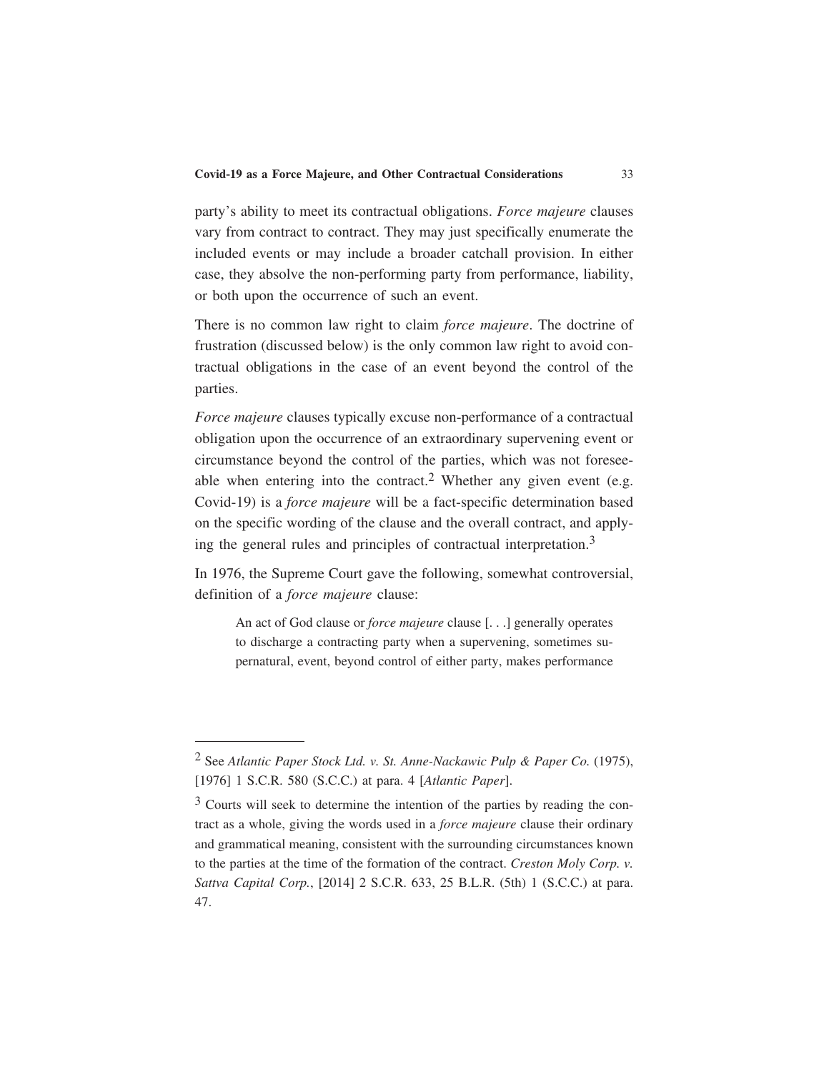party's ability to meet its contractual obligations. *Force majeure* clauses vary from contract to contract. They may just specifically enumerate the included events or may include a broader catchall provision. In either case, they absolve the non-performing party from performance, liability, or both upon the occurrence of such an event.

There is no common law right to claim *force majeure*. The doctrine of frustration (discussed below) is the only common law right to avoid contractual obligations in the case of an event beyond the control of the parties.

*Force majeure* clauses typically excuse non-performance of a contractual obligation upon the occurrence of an extraordinary supervening event or circumstance beyond the control of the parties, which was not foreseeable when entering into the contract.[2] Whether any given event (e.g. Covid-19) is a *force majeure* will be a fact-specific determination based on the specific wording of the clause and the overall contract, and applying the general rules and principles of contractual interpretation.[3]

In 1976, the Supreme Court gave the following, somewhat controversial, definition of a *force majeure* clause:

> An act of God clause or *force majeure* clause [. . .] generally operates to discharge a contracting party when a supervening, sometimes supernatural, event, beyond control of either party, makes performance

---

[2] See *Atlantic Paper Stock Ltd. v. St. Anne-Nackawic Pulp & Paper Co.* (1975), [1976] 1 S.C.R. 580 (S.C.C.) at para. 4 [*Atlantic Paper*].

[3] Courts will seek to determine the intention of the parties by reading the contract as a whole, giving the words used in a *force majeure* clause their ordinary and grammatical meaning, consistent with the surrounding circumstances known to the parties at the time of the formation of the contract. *Creston Moly Corp. v. Sattva Capital Corp.*, [2014] 2 S.C.R. 633, 25 B.L.R. (5th) 1 (S.C.C.) at para. 47.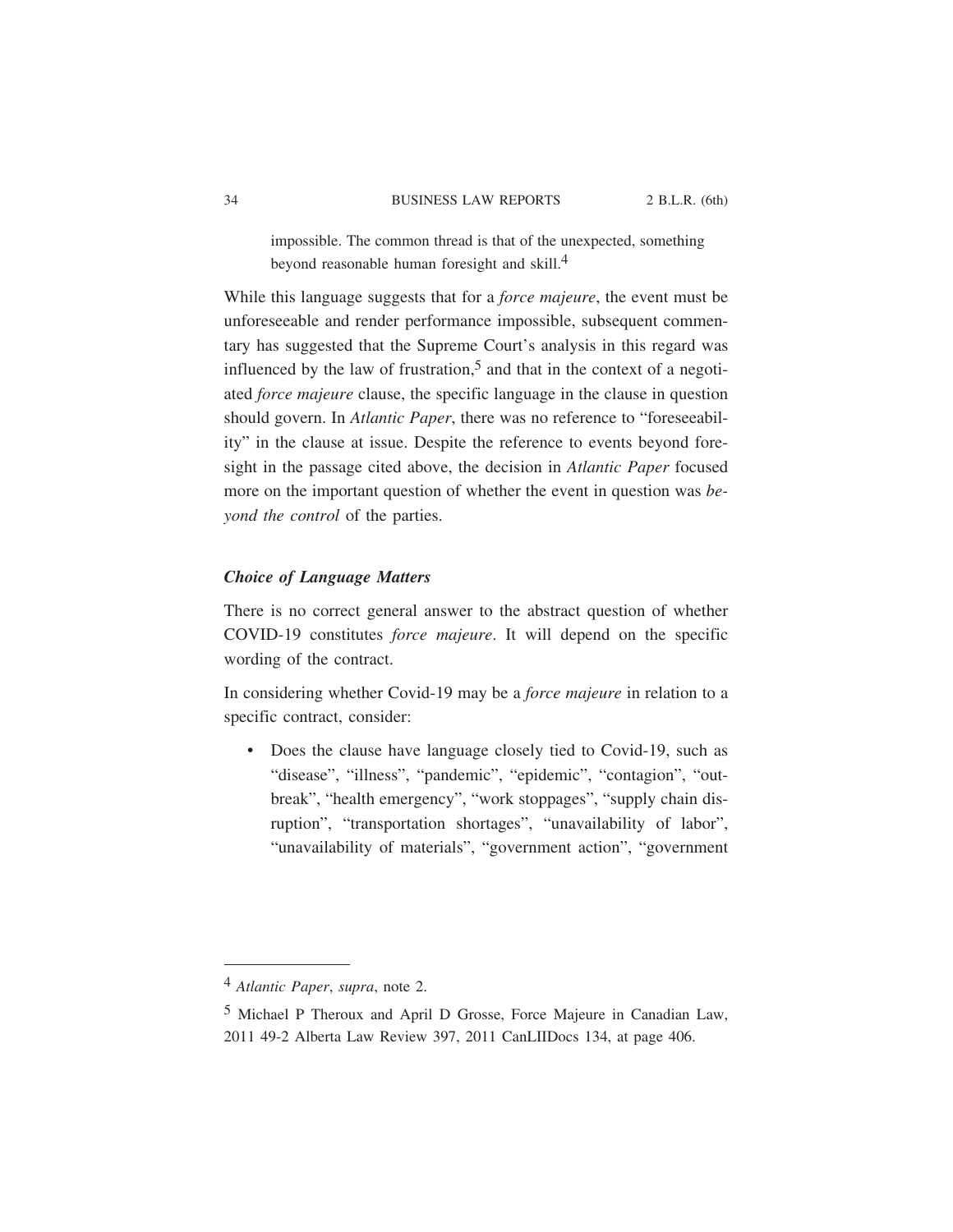> impossible. The common thread is that of the unexpected, something beyond reasonable human foresight and skill.[4]

While this language suggests that for a *force majeure*, the event must be unforeseeable and render performance impossible, subsequent commentary has suggested that the Supreme Court's analysis in this regard was influenced by the law of frustration,[5] and that in the context of a negotiated *force majeure* clause, the specific language in the clause in question should govern. In *Atlantic Paper*, there was no reference to "foreseeability" in the clause at issue. Despite the reference to events beyond foresight in the passage cited above, the decision in *Atlantic Paper* focused more on the important question of whether the event in question was *beyond the control* of the parties.

### *Choice of Language Matters*

There is no correct general answer to the abstract question of whether COVID-19 constitutes *force majeure*. It will depend on the specific wording of the contract.

In considering whether Covid-19 may be a *force majeure* in relation to a specific contract, consider:

- Does the clause have language closely tied to Covid-19, such as "disease", "illness", "pandemic", "epidemic", "contagion", "outbreak", "health emergency", "work stoppages", "supply chain disruption", "transportation shortages", "unavailability of labor", "unavailability of materials", "government action", "government

---

[4] *Atlantic Paper*, *supra*, note 2.

[5] Michael P Theroux and April D Grosse, Force Majeure in Canadian Law, 2011 49-2 Alberta Law Review 397, 2011 CanLIIDocs 134, at page 406.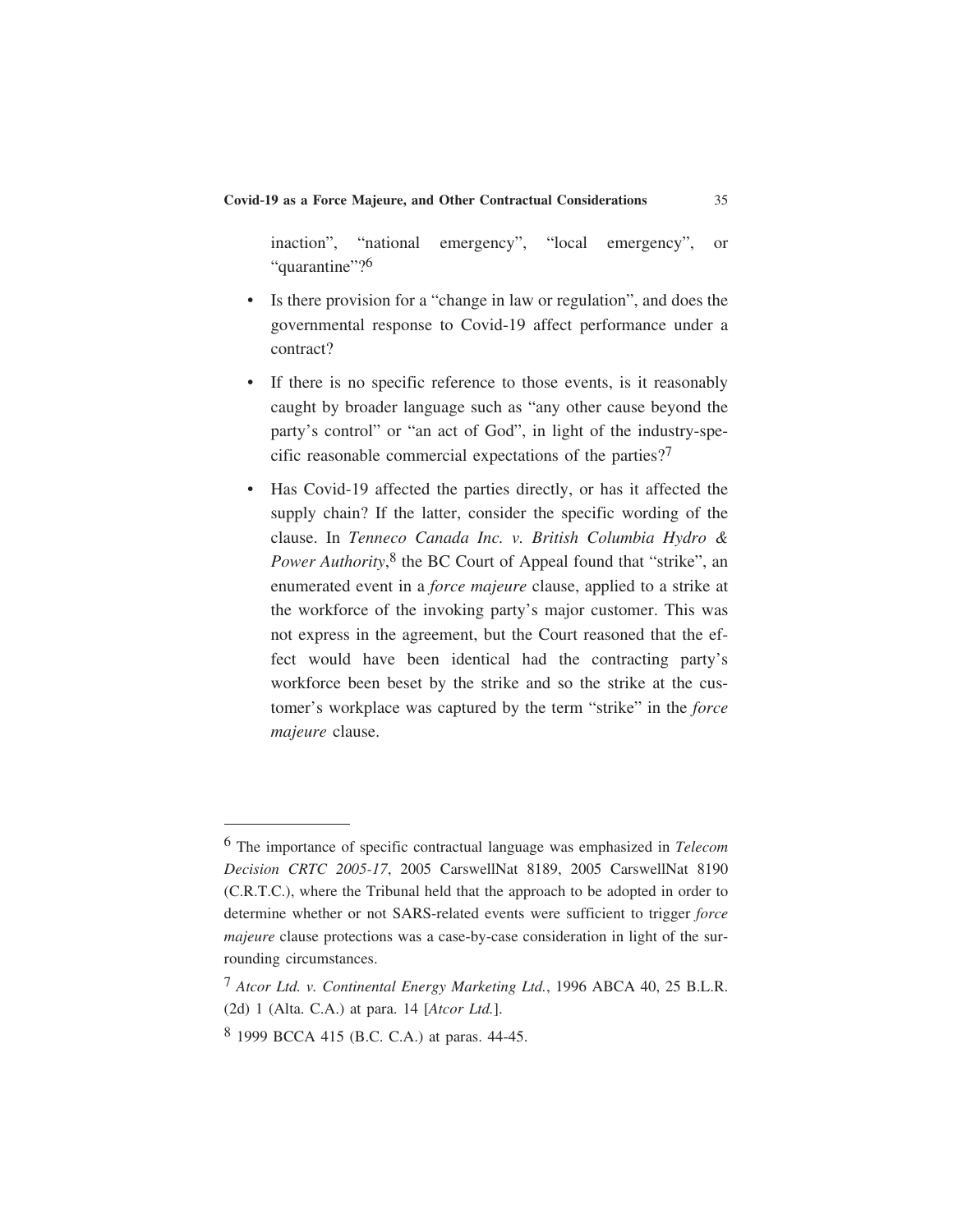inaction", "national emergency", "local emergency", or "quarantine"?[6]

- Is there provision for a "change in law or regulation", and does the governmental response to Covid-19 affect performance under a contract?
- If there is no specific reference to those events, is it reasonably caught by broader language such as "any other cause beyond the party's control" or "an act of God", in light of the industry-specific reasonable commercial expectations of the parties?[7]
- Has Covid-19 affected the parties directly, or has it affected the supply chain? If the latter, consider the specific wording of the clause. In *Tenneco Canada Inc. v. British Columbia Hydro & Power Authority*,[8] the BC Court of Appeal found that "strike", an enumerated event in a *force majeure* clause, applied to a strike at the workforce of the invoking party's major customer. This was not express in the agreement, but the Court reasoned that the effect would have been identical had the contracting party's workforce been beset by the strike and so the strike at the customer's workplace was captured by the term "strike" in the *force majeure* clause.

---

[6] The importance of specific contractual language was emphasized in *Telecom Decision CRTC 2005-17*, 2005 CarswellNat 8189, 2005 CarswellNat 8190 (C.R.T.C.), where the Tribunal held that the approach to be adopted in order to determine whether or not SARS-related events were sufficient to trigger *force majeure* clause protections was a case-by-case consideration in light of the surrounding circumstances.

[7] *Atcor Ltd. v. Continental Energy Marketing Ltd.*, 1996 ABCA 40, 25 B.L.R. (2d) 1 (Alta. C.A.) at para. 14 [*Atcor Ltd.*].

[8] 1999 BCCA 415 (B.C. C.A.) at paras. 44-45.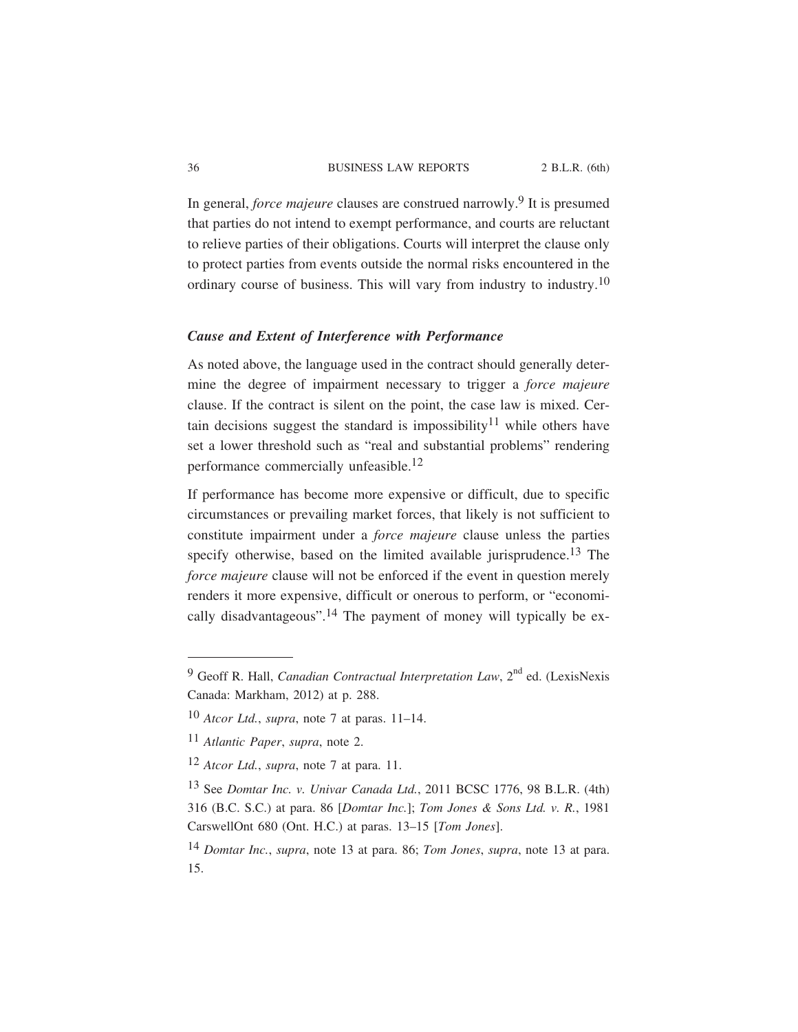In general, *force majeure* clauses are construed narrowly.[9] It is presumed that parties do not intend to exempt performance, and courts are reluctant to relieve parties of their obligations. Courts will interpret the clause only to protect parties from events outside the normal risks encountered in the ordinary course of business. This will vary from industry to industry.[10]

### *Cause and Extent of Interference with Performance*

As noted above, the language used in the contract should generally determine the degree of impairment necessary to trigger a *force majeure* clause. If the contract is silent on the point, the case law is mixed. Certain decisions suggest the standard is impossibility[11] while others have set a lower threshold such as "real and substantial problems" rendering performance commercially unfeasible.[12]

If performance has become more expensive or difficult, due to specific circumstances or prevailing market forces, that likely is not sufficient to constitute impairment under a *force majeure* clause unless the parties specify otherwise, based on the limited available jurisprudence.[13] The *force majeure* clause will not be enforced if the event in question merely renders it more expensive, difficult or onerous to perform, or "economically disadvantageous".[14] The payment of money will typically be ex-

---

[9] Geoff R. Hall, *Canadian Contractual Interpretation Law*, 2nd ed. (LexisNexis Canada: Markham, 2012) at p. 288.

[10] *Atcor Ltd.*, *supra*, note 7 at paras. 11–14.

[11] *Atlantic Paper*, *supra*, note 2.

[12] *Atcor Ltd.*, *supra*, note 7 at para. 11.

[13] See *Domtar Inc. v. Univar Canada Ltd.*, 2011 BCSC 1776, 98 B.L.R. (4th) 316 (B.C. S.C.) at para. 86 [*Domtar Inc.*]; *Tom Jones & Sons Ltd. v. R.*, 1981 CarswellOnt 680 (Ont. H.C.) at paras. 13–15 [*Tom Jones*].

[14] *Domtar Inc.*, *supra*, note 13 at para. 86; *Tom Jones*, *supra*, note 13 at para. 15.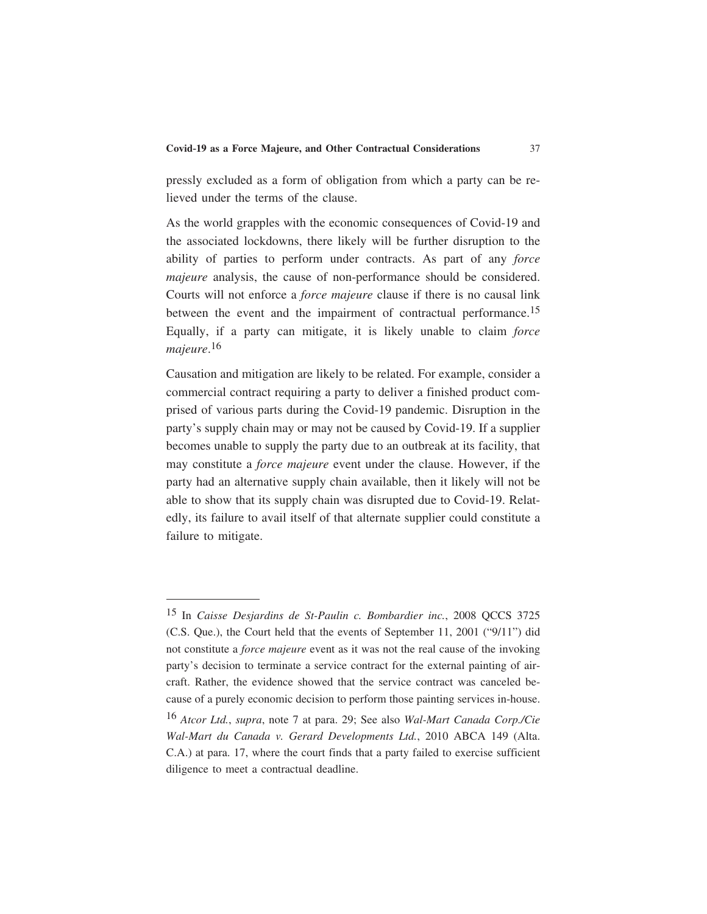pressly excluded as a form of obligation from which a party can be relieved under the terms of the clause.

As the world grapples with the economic consequences of Covid-19 and the associated lockdowns, there likely will be further disruption to the ability of parties to perform under contracts. As part of any *force majeure* analysis, the cause of non-performance should be considered. Courts will not enforce a *force majeure* clause if there is no causal link between the event and the impairment of contractual performance.[15] Equally, if a party can mitigate, it is likely unable to claim *force majeure*.[16]

Causation and mitigation are likely to be related. For example, consider a commercial contract requiring a party to deliver a finished product comprised of various parts during the Covid-19 pandemic. Disruption in the party's supply chain may or may not be caused by Covid-19. If a supplier becomes unable to supply the party due to an outbreak at its facility, that may constitute a *force majeure* event under the clause. However, if the party had an alternative supply chain available, then it likely will not be able to show that its supply chain was disrupted due to Covid-19. Relatedly, its failure to avail itself of that alternate supplier could constitute a failure to mitigate.

---

[15] In *Caisse Desjardins de St-Paulin c. Bombardier inc.*, 2008 QCCS 3725 (C.S. Que.), the Court held that the events of September 11, 2001 ("9/11") did not constitute a *force majeure* event as it was not the real cause of the invoking party's decision to terminate a service contract for the external painting of aircraft. Rather, the evidence showed that the service contract was canceled because of a purely economic decision to perform those painting services in-house.

[16] *Atcor Ltd.*, *supra*, note 7 at para. 29; See also *Wal-Mart Canada Corp./Cie Wal-Mart du Canada v. Gerard Developments Ltd.*, 2010 ABCA 149 (Alta. C.A.) at para. 17, where the court finds that a party failed to exercise sufficient diligence to meet a contractual deadline.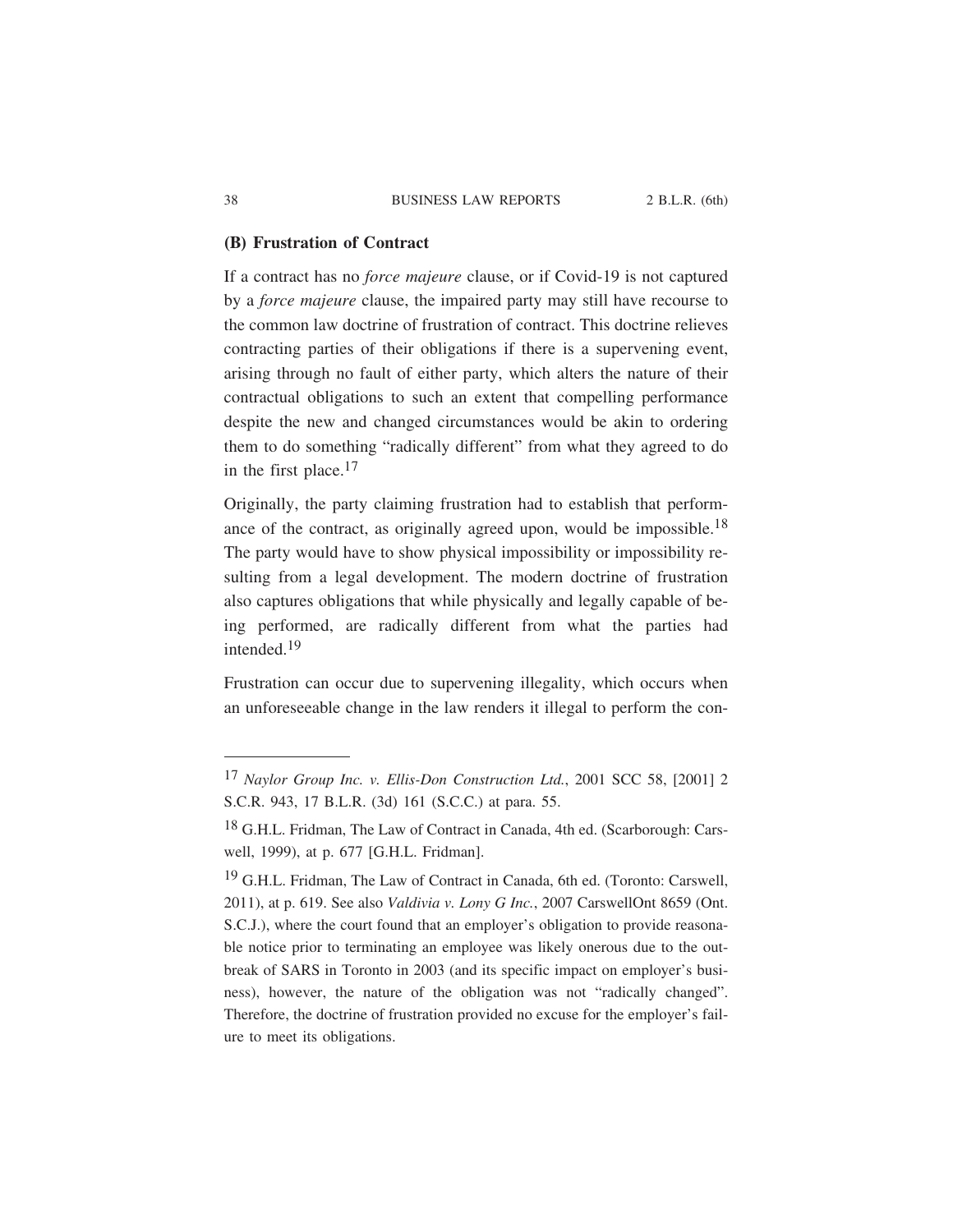### (B) Frustration of Contract

If a contract has no *force majeure* clause, or if Covid-19 is not captured by a *force majeure* clause, the impaired party may still have recourse to the common law doctrine of frustration of contract. This doctrine relieves contracting parties of their obligations if there is a supervening event, arising through no fault of either party, which alters the nature of their contractual obligations to such an extent that compelling performance despite the new and changed circumstances would be akin to ordering them to do something "radically different" from what they agreed to do in the first place.[17]

Originally, the party claiming frustration had to establish that performance of the contract, as originally agreed upon, would be impossible.[18] The party would have to show physical impossibility or impossibility resulting from a legal development. The modern doctrine of frustration also captures obligations that while physically and legally capable of being performed, are radically different from what the parties had intended.[19]

Frustration can occur due to supervening illegality, which occurs when an unforeseeable change in the law renders it illegal to perform the con-

---

[17] *Naylor Group Inc. v. Ellis-Don Construction Ltd.*, 2001 SCC 58, [2001] 2 S.C.R. 943, 17 B.L.R. (3d) 161 (S.C.C.) at para. 55.

[18] G.H.L. Fridman, The Law of Contract in Canada, 4th ed. (Scarborough: Carswell, 1999), at p. 677 [G.H.L. Fridman].

[19] G.H.L. Fridman, The Law of Contract in Canada, 6th ed. (Toronto: Carswell, 2011), at p. 619. See also *Valdivia v. Lony G Inc.*, 2007 CarswellOnt 8659 (Ont. S.C.J.), where the court found that an employer's obligation to provide reasonable notice prior to terminating an employee was likely onerous due to the outbreak of SARS in Toronto in 2003 (and its specific impact on employer's business), however, the nature of the obligation was not "radically changed". Therefore, the doctrine of frustration provided no excuse for the employer's failure to meet its obligations.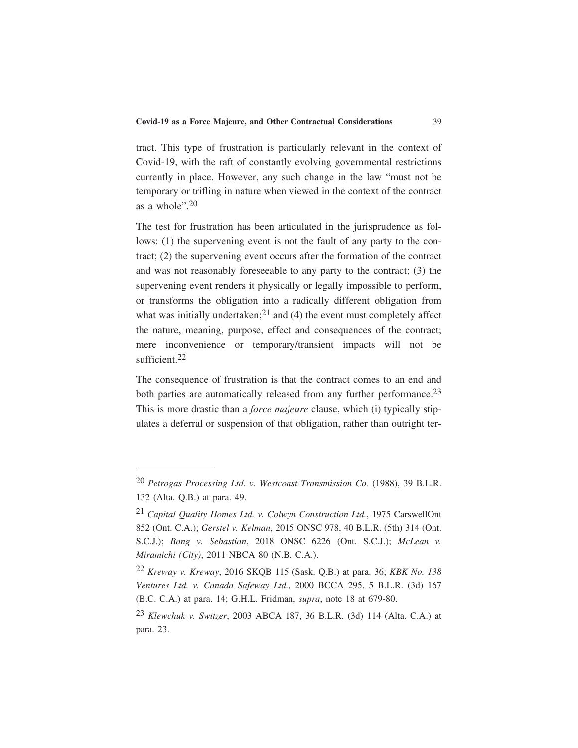tract. This type of frustration is particularly relevant in the context of Covid-19, with the raft of constantly evolving governmental restrictions currently in place. However, any such change in the law "must not be temporary or trifling in nature when viewed in the context of the contract as a whole".[20]

The test for frustration has been articulated in the jurisprudence as follows: (1) the supervening event is not the fault of any party to the contract; (2) the supervening event occurs after the formation of the contract and was not reasonably foreseeable to any party to the contract; (3) the supervening event renders it physically or legally impossible to perform, or transforms the obligation into a radically different obligation from what was initially undertaken;[21] and (4) the event must completely affect the nature, meaning, purpose, effect and consequences of the contract; mere inconvenience or temporary/transient impacts will not be sufficient.[22]

The consequence of frustration is that the contract comes to an end and both parties are automatically released from any further performance.[23] This is more drastic than a *force majeure* clause, which (i) typically stipulates a deferral or suspension of that obligation, rather than outright ter-

---

[20] *Petrogas Processing Ltd. v. Westcoast Transmission Co.* (1988), 39 B.L.R. 132 (Alta. Q.B.) at para. 49.

[21] *Capital Quality Homes Ltd. v. Colwyn Construction Ltd.*, 1975 CarswellOnt 852 (Ont. C.A.); *Gerstel v. Kelman*, 2015 ONSC 978, 40 B.L.R. (5th) 314 (Ont. S.C.J.); *Bang v. Sebastian*, 2018 ONSC 6226 (Ont. S.C.J.); *McLean v. Miramichi (City)*, 2011 NBCA 80 (N.B. C.A.).

[22] *Kreway v. Kreway*, 2016 SKQB 115 (Sask. Q.B.) at para. 36; *KBK No. 138 Ventures Ltd. v. Canada Safeway Ltd.*, 2000 BCCA 295, 5 B.L.R. (3d) 167 (B.C. C.A.) at para. 14; G.H.L. Fridman, *supra*, note 18 at 679-80.

[23] *Klewchuk v. Switzer*, 2003 ABCA 187, 36 B.L.R. (3d) 114 (Alta. C.A.) at para. 23.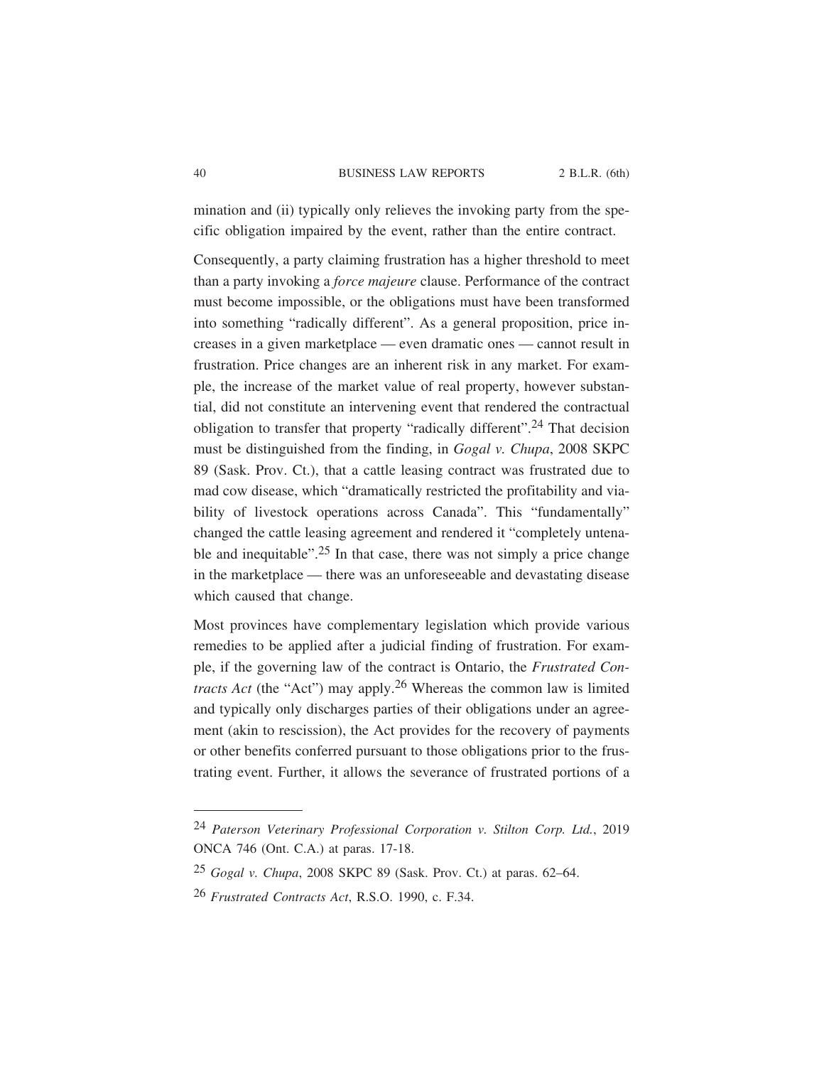mination and (ii) typically only relieves the invoking party from the specific obligation impaired by the event, rather than the entire contract.

Consequently, a party claiming frustration has a higher threshold to meet than a party invoking a *force majeure* clause. Performance of the contract must become impossible, or the obligations must have been transformed into something "radically different". As a general proposition, price increases in a given marketplace — even dramatic ones — cannot result in frustration. Price changes are an inherent risk in any market. For example, the increase of the market value of real property, however substantial, did not constitute an intervening event that rendered the contractual obligation to transfer that property "radically different".[24] That decision must be distinguished from the finding, in *Gogal v. Chupa*, 2008 SKPC 89 (Sask. Prov. Ct.), that a cattle leasing contract was frustrated due to mad cow disease, which "dramatically restricted the profitability and viability of livestock operations across Canada". This "fundamentally" changed the cattle leasing agreement and rendered it "completely untenable and inequitable".[25] In that case, there was not simply a price change in the marketplace — there was an unforeseeable and devastating disease which caused that change.

Most provinces have complementary legislation which provide various remedies to be applied after a judicial finding of frustration. For example, if the governing law of the contract is Ontario, the *Frustrated Contracts Act* (the "Act") may apply.[26] Whereas the common law is limited and typically only discharges parties of their obligations under an agreement (akin to rescission), the Act provides for the recovery of payments or other benefits conferred pursuant to those obligations prior to the frustrating event. Further, it allows the severance of frustrated portions of a

---

[24] *Paterson Veterinary Professional Corporation v. Stilton Corp. Ltd.*, 2019 ONCA 746 (Ont. C.A.) at paras. 17-18.

[25] *Gogal v. Chupa*, 2008 SKPC 89 (Sask. Prov. Ct.) at paras. 62–64.

[26] *Frustrated Contracts Act*, R.S.O. 1990, c. F.34.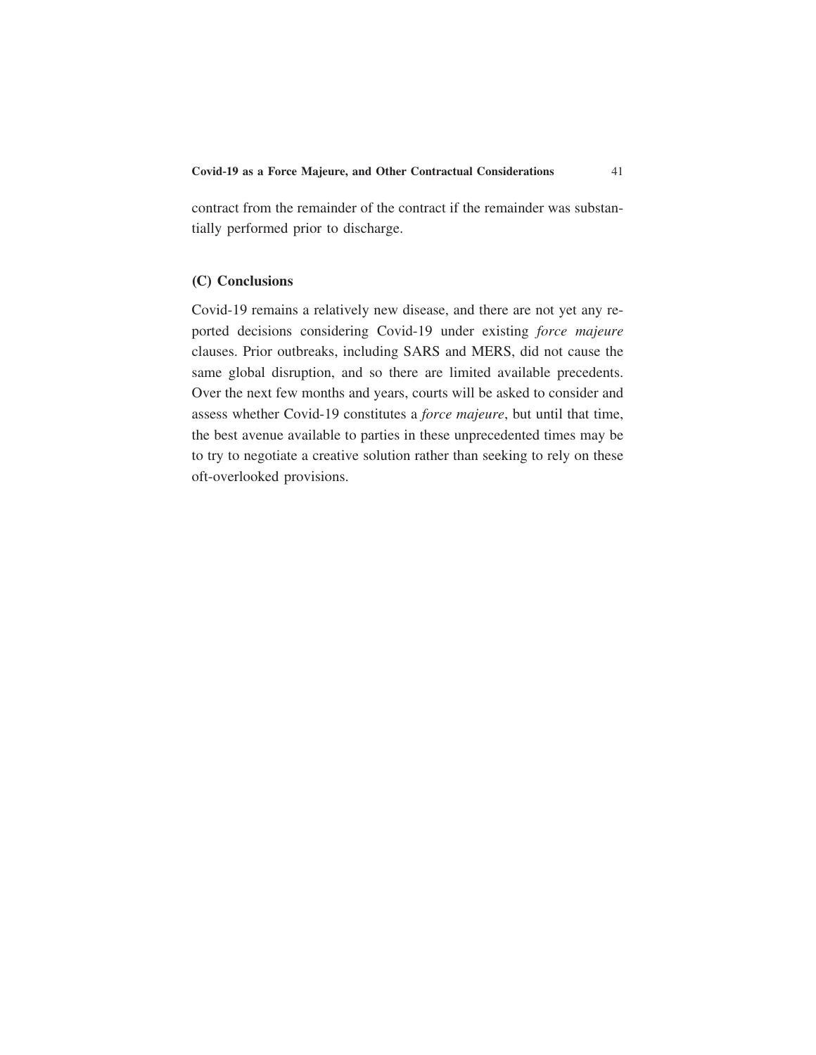contract from the remainder of the contract if the remainder was substantially performed prior to discharge.

### (C) Conclusions

Covid-19 remains a relatively new disease, and there are not yet any reported decisions considering Covid-19 under existing *force majeure* clauses. Prior outbreaks, including SARS and MERS, did not cause the same global disruption, and so there are limited available precedents. Over the next few months and years, courts will be asked to consider and assess whether Covid-19 constitutes a *force majeure*, but until that time, the best avenue available to parties in these unprecedented times may be to try to negotiate a creative solution rather than seeking to rely on these oft-overlooked provisions.